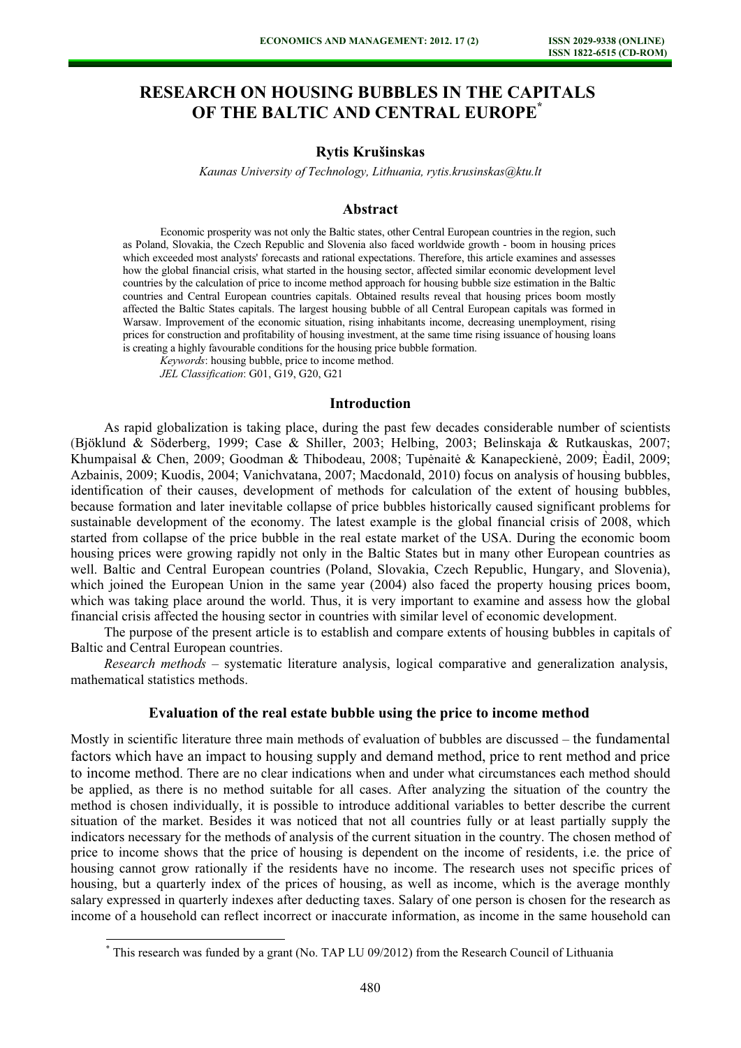# RESEARCH ON HOUSING BUBBLES IN THE CAPITALS OF THE BALTIC AND CENTRAL EUROPE[*]

**Rytis Krušinskas**

*Kaunas University of Technology, Lithuania, rytis.krusinskas@ktu.lt*

## Abstract

Economic prosperity was not only the Baltic states, other Central European countries in the region, such as Poland, Slovakia, the Czech Republic and Slovenia also faced worldwide growth - boom in housing prices which exceeded most analysts' forecasts and rational expectations. Therefore, this article examines and assesses how the global financial crisis, what started in the housing sector, affected similar economic development level countries by the calculation of price to income method approach for housing bubble size estimation in the Baltic countries and Central European countries capitals. Obtained results reveal that housing prices boom mostly affected the Baltic States capitals. The largest housing bubble of all Central European capitals was formed in Warsaw. Improvement of the economic situation, rising inhabitants income, decreasing unemployment, rising prices for construction and profitability of housing investment, at the same time rising issuance of housing loans is creating a highly favourable conditions for the housing price bubble formation.

*Keywords*: housing bubble, price to income method.

*JEL Classification*: G01, G19, G20, G21

## Introduction

As rapid globalization is taking place, during the past few decades considerable number of scientists (Bjöklund & Söderberg, 1999; Case & Shiller, 2003; Helbing, 2003; Belinskaja & Rutkauskas, 2007; Khumpaisal & Chen, 2009; Goodman & Thibodeau, 2008; Tupėnaitė & Kanapeckienė, 2009; Ėadil, 2009; Azbainis, 2009; Kuodis, 2004; Vanichvatana, 2007; Macdonald, 2010) focus on analysis of housing bubbles, identification of their causes, development of methods for calculation of the extent of housing bubbles, because formation and later inevitable collapse of price bubbles historically caused significant problems for sustainable development of the economy. The latest example is the global financial crisis of 2008, which started from collapse of the price bubble in the real estate market of the USA. During the economic boom housing prices were growing rapidly not only in the Baltic States but in many other European countries as well. Baltic and Central European countries (Poland, Slovakia, Czech Republic, Hungary, and Slovenia), which joined the European Union in the same year (2004) also faced the property housing prices boom, which was taking place around the world. Thus, it is very important to examine and assess how the global financial crisis affected the housing sector in countries with similar level of economic development.

The purpose of the present article is to establish and compare extents of housing bubbles in capitals of Baltic and Central European countries.

*Research methods* – systematic literature analysis, logical comparative and generalization analysis, mathematical statistics methods.

### Evaluation of the real estate bubble using the price to income method

Mostly in scientific literature three main methods of evaluation of bubbles are discussed – the fundamental factors which have an impact to housing supply and demand method, price to rent method and price to income method. There are no clear indications when and under what circumstances each method should be applied, as there is no method suitable for all cases. After analyzing the situation of the country the method is chosen individually, it is possible to introduce additional variables to better describe the current situation of the market. Besides it was noticed that not all countries fully or at least partially supply the indicators necessary for the methods of analysis of the current situation in the country. The chosen method of price to income shows that the price of housing is dependent on the income of residents, i.e. the price of housing cannot grow rationally if the residents have no income. The research uses not specific prices of housing, but a quarterly index of the prices of housing, as well as income, which is the average monthly salary expressed in quarterly indexes after deducting taxes. Salary of one person is chosen for the research as income of a household can reflect incorrect or inaccurate information, as income in the same household can

[*] This research was funded by a grant (No. TAP LU 09/2012) from the Research Council of Lithuania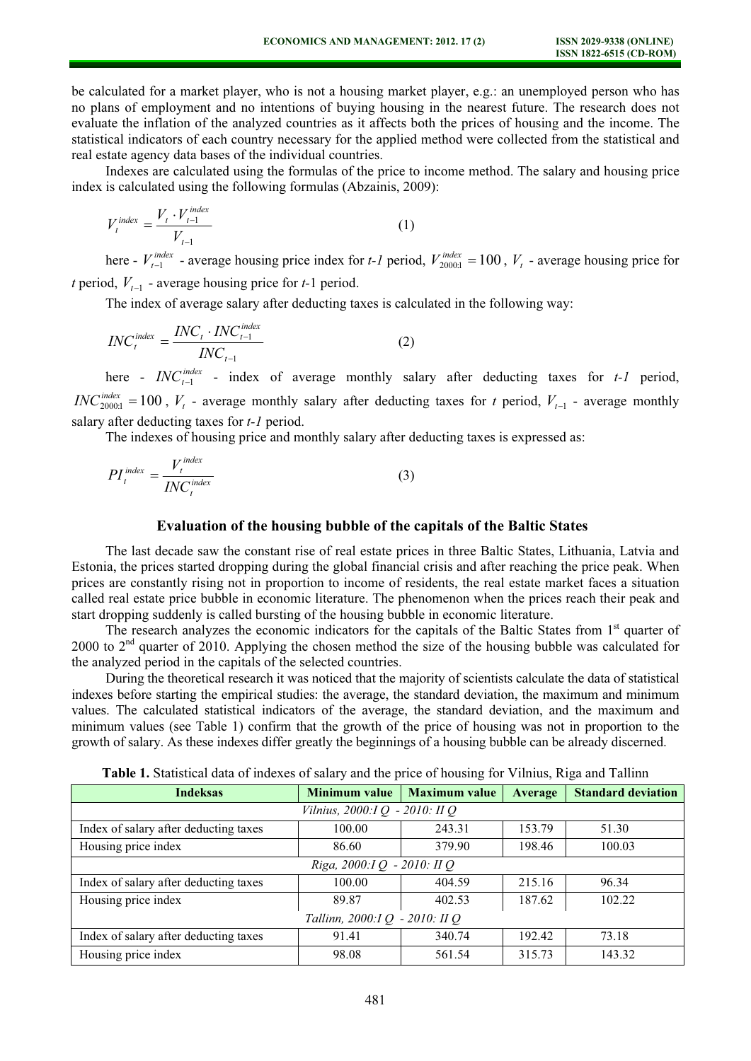be calculated for a market player, who is not a housing market player, e.g.: an unemployed person who has no plans of employment and no intentions of buying housing in the nearest future. The research does not evaluate the inflation of the analyzed countries as it affects both the prices of housing and the income. The statistical indicators of each country necessary for the applied method were collected from the statistical and real estate agency data bases of the individual countries.

Indexes are calculated using the formulas of the price to income method. The salary and housing price index is calculated using the following formulas (Abzainis, 2009):

$$V_t^{index} = \frac{V_t \cdot V_{t-1}^{index}}{V_{t-1}} \tag{1}$$

here - $V_{t-1}^{index}$ - average housing price index for *t-1* period, $V_{2000:1}^{index} = 100$, $V_t$ - average housing price for *t* period, $V_{t-1}$ - average housing price for *t*-1 period.

The index of average salary after deducting taxes is calculated in the following way:

$$INC_t^{index} = \frac{INC_t \cdot INC_{t-1}^{index}}{INC_{t-1}} \tag{2}$$

here - $INC_{t-1}^{index}$ - index of average monthly salary after deducting taxes for *t-1* period, $INC_{2000:1}^{index} = 100$, $V_t$ - average monthly salary after deducting taxes for *t* period, $V_{t-1}$ - average monthly salary after deducting taxes for *t-1* period.

The indexes of housing price and monthly salary after deducting taxes is expressed as:

$$PI_t^{index} = \frac{V_t^{index}}{INC_t^{index}} \tag{3}$$

## Evaluation of the housing bubble of the capitals of the Baltic States

The last decade saw the constant rise of real estate prices in three Baltic States, Lithuania, Latvia and Estonia, the prices started dropping during the global financial crisis and after reaching the price peak. When prices are constantly rising not in proportion to income of residents, the real estate market faces a situation called real estate price bubble in economic literature. The phenomenon when the prices reach their peak and start dropping suddenly is called bursting of the housing bubble in economic literature.

The research analyzes the economic indicators for the capitals of the Baltic States from 1st quarter of 2000 to 2nd quarter of 2010. Applying the chosen method the size of the housing bubble was calculated for the analyzed period in the capitals of the selected countries.

During the theoretical research it was noticed that the majority of scientists calculate the data of statistical indexes before starting the empirical studies: the average, the standard deviation, the maximum and minimum values. The calculated statistical indicators of the average, the standard deviation, and the maximum and minimum values (see Table 1) confirm that the growth of the price of housing was not in proportion to the growth of salary. As these indexes differ greatly the beginnings of a housing bubble can be already discerned.

**Table 1.** Statistical data of indexes of salary and the price of housing for Vilnius, Riga and Tallinn

| Indeksas | Minimum value | Maximum value | Average | Standard deviation |
|---|---|---|---|---|
| *Vilnius, 2000:I Q - 2010: II Q* | | | | |
| Index of salary after deducting taxes | 100.00 | 243.31 | 153.79 | 51.30 |
| Housing price index | 86.60 | 379.90 | 198.46 | 100.03 |
| *Riga, 2000:I Q - 2010: II Q* | | | | |
| Index of salary after deducting taxes | 100.00 | 404.59 | 215.16 | 96.34 |
| Housing price index | 89.87 | 402.53 | 187.62 | 102.22 |
| *Tallinn, 2000:I Q - 2010: II Q* | | | | |
| Index of salary after deducting taxes | 91.41 | 340.74 | 192.42 | 73.18 |
| Housing price index | 98.08 | 561.54 | 315.73 | 143.32 |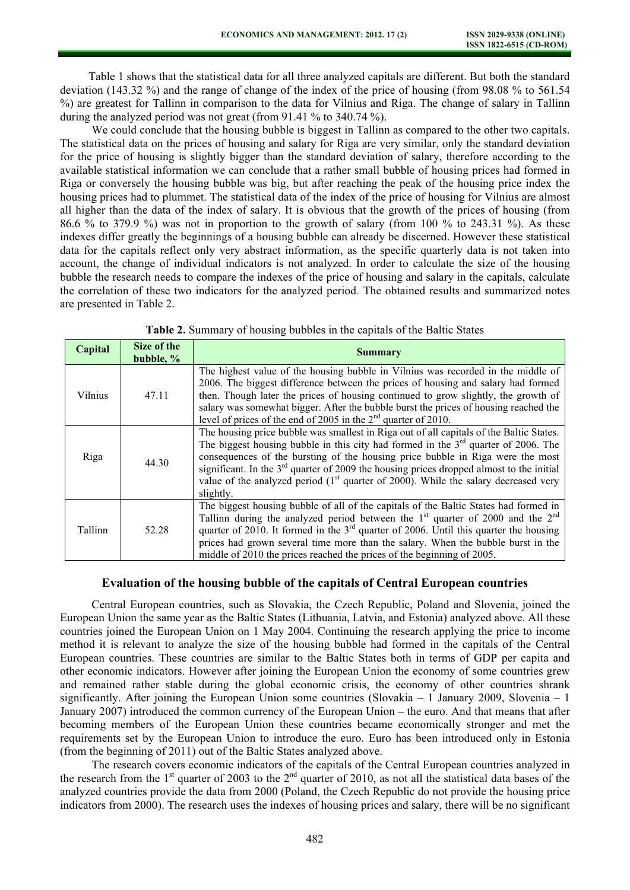Table 1 shows that the statistical data for all three analyzed capitals are different. But both the standard deviation (143.32 %) and the range of change of the index of the price of housing (from 98.08 % to 561.54 %) are greatest for Tallinn in comparison to the data for Vilnius and Riga. The change of salary in Tallinn during the analyzed period was not great (from 91.41 % to 340.74 %).

We could conclude that the housing bubble is biggest in Tallinn as compared to the other two capitals. The statistical data on the prices of housing and salary for Riga are very similar, only the standard deviation for the price of housing is slightly bigger than the standard deviation of salary, therefore according to the available statistical information we can conclude that a rather small bubble of housing prices had formed in Riga or conversely the housing bubble was big, but after reaching the peak of the housing price index the housing prices had to plummet. The statistical data of the index of the price of housing for Vilnius are almost all higher than the data of the index of salary. It is obvious that the growth of the prices of housing (from 86.6 % to 379.9 %) was not in proportion to the growth of salary (from 100 % to 243.31 %). As these indexes differ greatly the beginnings of a housing bubble can already be discerned. However these statistical data for the capitals reflect only very abstract information, as the specific quarterly data is not taken into account, the change of individual indicators is not analyzed. In order to calculate the size of the housing bubble the research needs to compare the indexes of the price of housing and salary in the capitals, calculate the correlation of these two indicators for the analyzed period. The obtained results and summarized notes are presented in Table 2.

**Table 2.** Summary of housing bubbles in the capitals of the Baltic States

| Capital | Size of the bubble, % | Summary |
|---|---|---|
| Vilnius | 47.11 | The highest value of the housing bubble in Vilnius was recorded in the middle of 2006. The biggest difference between the prices of housing and salary had formed then. Though later the prices of housing continued to grow slightly, the growth of salary was somewhat bigger. After the bubble burst the prices of housing reached the level of prices of the end of 2005 in the 2nd quarter of 2010. |
| Riga | 44.30 | The housing price bubble was smallest in Riga out of all capitals of the Baltic States. The biggest housing bubble in this city had formed in the 3rd quarter of 2006. The consequences of the bursting of the housing price bubble in Riga were the most significant. In the 3rd quarter of 2009 the housing prices dropped almost to the initial value of the analyzed period (1st quarter of 2000). While the salary decreased very slightly. |
| Tallinn | 52.28 | The biggest housing bubble of all of the capitals of the Baltic States had formed in Tallinn during the analyzed period between the 1st quarter of 2000 and the 2nd quarter of 2010. It formed in the 3rd quarter of 2006. Until this quarter the housing prices had grown several time more than the salary. When the bubble burst in the middle of 2010 the prices reached the prices of the beginning of 2005. |

## Evaluation of the housing bubble of the capitals of Central European countries

Central European countries, such as Slovakia, the Czech Republic, Poland and Slovenia, joined the European Union the same year as the Baltic States (Lithuania, Latvia, and Estonia) analyzed above. All these countries joined the European Union on 1 May 2004. Continuing the research applying the price to income method it is relevant to analyze the size of the housing bubble had formed in the capitals of the Central European countries. These countries are similar to the Baltic States both in terms of GDP per capita and other economic indicators. However after joining the European Union the economy of some countries grew and remained rather stable during the global economic crisis, the economy of other countries shrank significantly. After joining the European Union some countries (Slovakia – 1 January 2009, Slovenia – 1 January 2007) introduced the common currency of the European Union – the euro. And that means that after becoming members of the European Union these countries became economically stronger and met the requirements set by the European Union to introduce the euro. Euro has been introduced only in Estonia (from the beginning of 2011) out of the Baltic States analyzed above.

The research covers economic indicators of the capitals of the Central European countries analyzed in the research from the 1st quarter of 2003 to the 2nd quarter of 2010, as not all the statistical data bases of the analyzed countries provide the data from 2000 (Poland, the Czech Republic do not provide the housing price indicators from 2000). The research uses the indexes of housing prices and salary, there will be no significant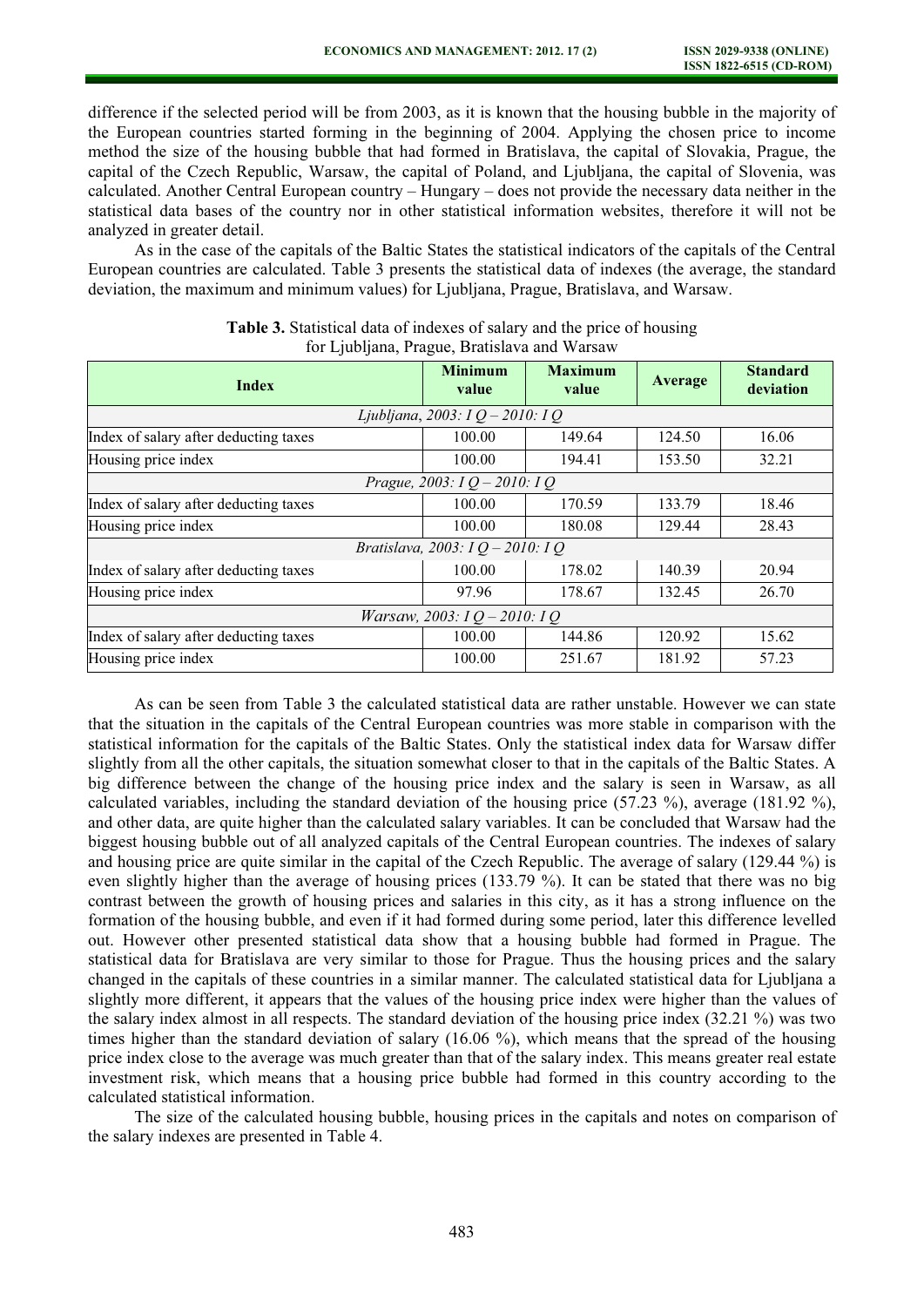difference if the selected period will be from 2003, as it is known that the housing bubble in the majority of the European countries started forming in the beginning of 2004. Applying the chosen price to income method the size of the housing bubble that had formed in Bratislava, the capital of Slovakia, Prague, the capital of the Czech Republic, Warsaw, the capital of Poland, and Ljubljana, the capital of Slovenia, was calculated. Another Central European country – Hungary – does not provide the necessary data neither in the statistical data bases of the country nor in other statistical information websites, therefore it will not be analyzed in greater detail.

As in the case of the capitals of the Baltic States the statistical indicators of the capitals of the Central European countries are calculated. Table 3 presents the statistical data of indexes (the average, the standard deviation, the maximum and minimum values) for Ljubljana, Prague, Bratislava, and Warsaw.

**Table 3.** Statistical data of indexes of salary and the price of housing for Ljubljana, Prague, Bratislava and Warsaw

| Index | Minimum value | Maximum value | Average | Standard deviation |
|---|---|---|---|---|
| *Ljubljana, 2003: I Q – 2010: I Q* | | | | |
| Index of salary after deducting taxes | 100.00 | 149.64 | 124.50 | 16.06 |
| Housing price index | 100.00 | 194.41 | 153.50 | 32.21 |
| *Prague, 2003: I Q – 2010: I Q* | | | | |
| Index of salary after deducting taxes | 100.00 | 170.59 | 133.79 | 18.46 |
| Housing price index | 100.00 | 180.08 | 129.44 | 28.43 |
| *Bratislava, 2003: I Q – 2010: I Q* | | | | |
| Index of salary after deducting taxes | 100.00 | 178.02 | 140.39 | 20.94 |
| Housing price index | 97.96 | 178.67 | 132.45 | 26.70 |
| *Warsaw, 2003: I Q – 2010: I Q* | | | | |
| Index of salary after deducting taxes | 100.00 | 144.86 | 120.92 | 15.62 |
| Housing price index | 100.00 | 251.67 | 181.92 | 57.23 |

As can be seen from Table 3 the calculated statistical data are rather unstable. However we can state that the situation in the capitals of the Central European countries was more stable in comparison with the statistical information for the capitals of the Baltic States. Only the statistical index data for Warsaw differ slightly from all the other capitals, the situation somewhat closer to that in the capitals of the Baltic States. A big difference between the change of the housing price index and the salary is seen in Warsaw, as all calculated variables, including the standard deviation of the housing price (57.23 %), average (181.92 %), and other data, are quite higher than the calculated salary variables. It can be concluded that Warsaw had the biggest housing bubble out of all analyzed capitals of the Central European countries. The indexes of salary and housing price are quite similar in the capital of the Czech Republic. The average of salary (129.44 %) is even slightly higher than the average of housing prices (133.79 %). It can be stated that there was no big contrast between the growth of housing prices and salaries in this city, as it has a strong influence on the formation of the housing bubble, and even if it had formed during some period, later this difference levelled out. However other presented statistical data show that a housing bubble had formed in Prague. The statistical data for Bratislava are very similar to those for Prague. Thus the housing prices and the salary changed in the capitals of these countries in a similar manner. The calculated statistical data for Ljubljana a slightly more different, it appears that the values of the housing price index were higher than the values of the salary index almost in all respects. The standard deviation of the housing price index (32.21 %) was two times higher than the standard deviation of salary (16.06 %), which means that the spread of the housing price index close to the average was much greater than that of the salary index. This means greater real estate investment risk, which means that a housing price bubble had formed in this country according to the calculated statistical information.

The size of the calculated housing bubble, housing prices in the capitals and notes on comparison of the salary indexes are presented in Table 4.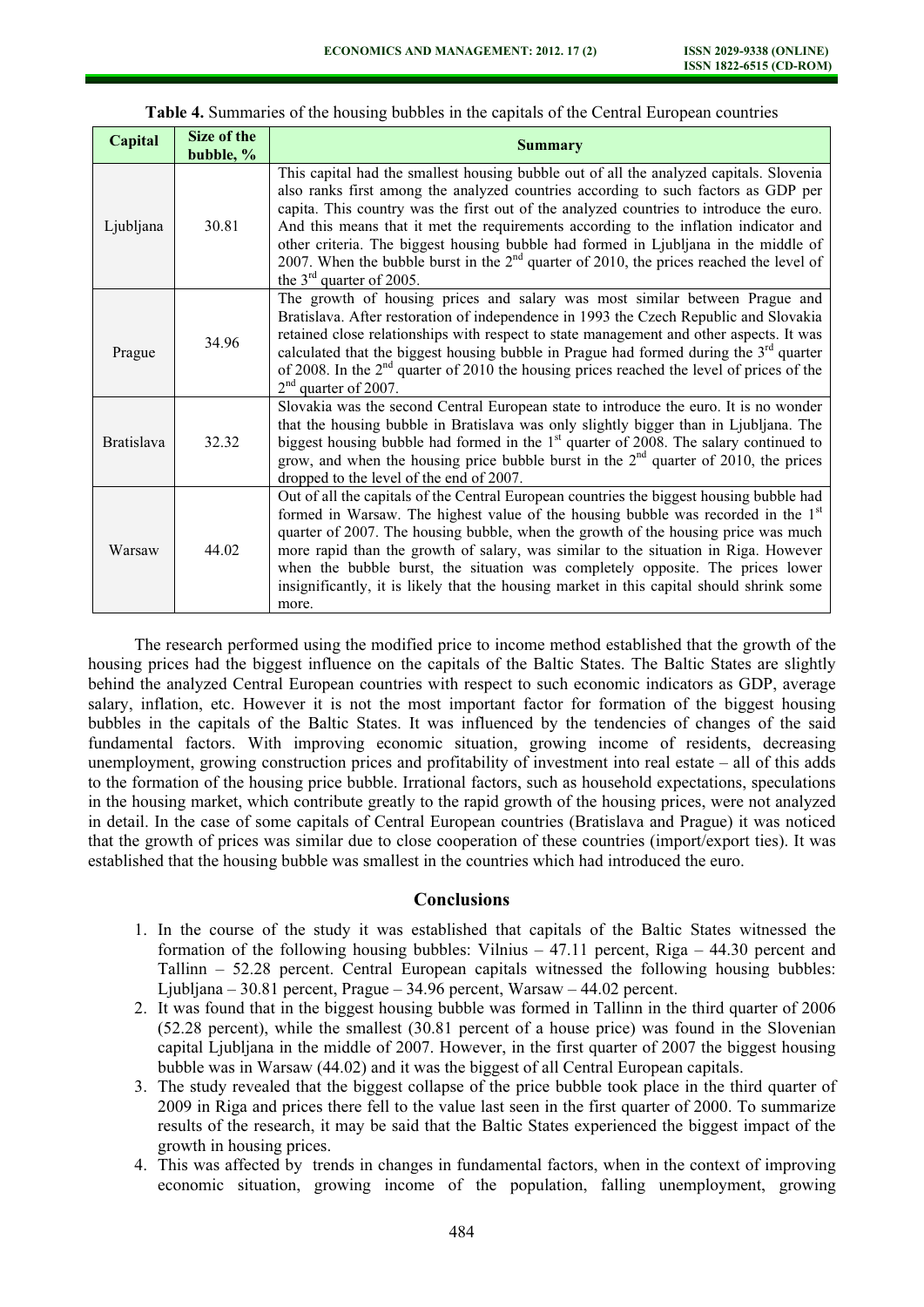**Table 4.** Summaries of the housing bubbles in the capitals of the Central European countries

| Capital | Size of the bubble, % | Summary |
|---|---|---|
| Ljubljana | 30.81 | This capital had the smallest housing bubble out of all the analyzed capitals. Slovenia also ranks first among the analyzed countries according to such factors as GDP per capita. This country was the first out of the analyzed countries to introduce the euro. And this means that it met the requirements according to the inflation indicator and other criteria. The biggest housing bubble had formed in Ljubljana in the middle of 2007. When the bubble burst in the 2nd quarter of 2010, the prices reached the level of the 3rd quarter of 2005. |
| Prague | 34.96 | The growth of housing prices and salary was most similar between Prague and Bratislava. After restoration of independence in 1993 the Czech Republic and Slovakia retained close relationships with respect to state management and other aspects. It was calculated that the biggest housing bubble in Prague had formed during the 3rd quarter of 2008. In the 2nd quarter of 2010 the housing prices reached the level of prices of the 2nd quarter of 2007. |
| Bratislava | 32.32 | Slovakia was the second Central European state to introduce the euro. It is no wonder that the housing bubble in Bratislava was only slightly bigger than in Ljubljana. The biggest housing bubble had formed in the 1st quarter of 2008. The salary continued to grow, and when the housing price bubble burst in the 2nd quarter of 2010, the prices dropped to the level of the end of 2007. |
| Warsaw | 44.02 | Out of all the capitals of the Central European countries the biggest housing bubble had formed in Warsaw. The highest value of the housing bubble was recorded in the 1st quarter of 2007. The housing bubble, when the growth of the housing price was much more rapid than the growth of salary, was similar to the situation in Riga. However when the bubble burst, the situation was completely opposite. The prices lower insignificantly, it is likely that the housing market in this capital should shrink some more. |

The research performed using the modified price to income method established that the growth of the housing prices had the biggest influence on the capitals of the Baltic States. The Baltic States are slightly behind the analyzed Central European countries with respect to such economic indicators as GDP, average salary, inflation, etc. However it is not the most important factor for formation of the biggest housing bubbles in the capitals of the Baltic States. It was influenced by the tendencies of changes of the said fundamental factors. With improving economic situation, growing income of residents, decreasing unemployment, growing construction prices and profitability of investment into real estate – all of this adds to the formation of the housing price bubble. Irrational factors, such as household expectations, speculations in the housing market, which contribute greatly to the rapid growth of the housing prices, were not analyzed in detail. In the case of some capitals of Central European countries (Bratislava and Prague) it was noticed that the growth of prices was similar due to close cooperation of these countries (import/export ties). It was established that the housing bubble was smallest in the countries which had introduced the euro.

## Conclusions

1. In the course of the study it was established that capitals of the Baltic States witnessed the formation of the following housing bubbles: Vilnius – 47.11 percent, Riga – 44.30 percent and Tallinn – 52.28 percent. Central European capitals witnessed the following housing bubbles: Ljubljana – 30.81 percent, Prague – 34.96 percent, Warsaw – 44.02 percent.
2. It was found that in the biggest housing bubble was formed in Tallinn in the third quarter of 2006 (52.28 percent), while the smallest (30.81 percent of a house price) was found in the Slovenian capital Ljubljana in the middle of 2007. However, in the first quarter of 2007 the biggest housing bubble was in Warsaw (44.02) and it was the biggest of all Central European capitals.
3. The study revealed that the biggest collapse of the price bubble took place in the third quarter of 2009 in Riga and prices there fell to the value last seen in the first quarter of 2000. To summarize results of the research, it may be said that the Baltic States experienced the biggest impact of the growth in housing prices.
4. This was affected by trends in changes in fundamental factors, when in the context of improving economic situation, growing income of the population, falling unemployment, growing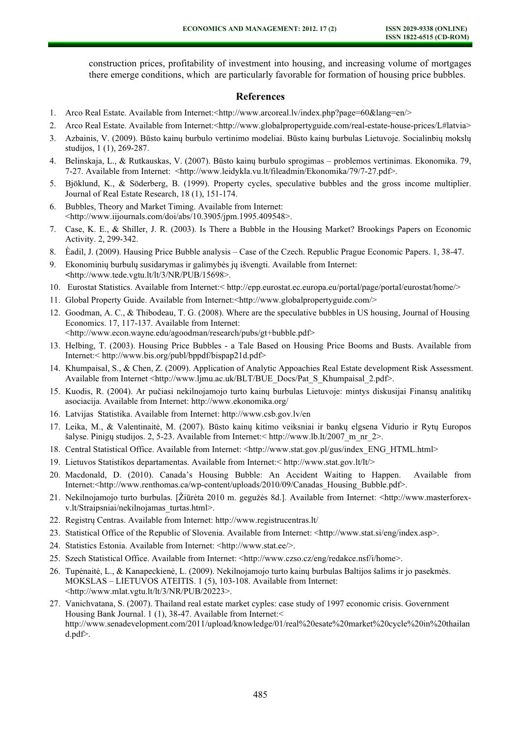construction prices, profitability of investment into housing, and increasing volume of mortgages there emerge conditions, which are particularly favorable for formation of housing price bubbles.

## References

1. Arco Real Estate. Available from Internet:<http://www.arcoreal.lv/index.php?page=60&lang=en/>
2. Arco Real Estate. Available from Internet:<http://www.globalpropertyguide.com/real-estate-house-prices/L#latvia>
3. Azbainis, V. (2009). Būsto kainų burbulo vertinimo modeliai. Būsto kainų burbulas Lietuvoje. Socialinbių mokslų studijos, 1 (1), 269-287.
4. Belinskaja, L., & Rutkauskas, V. (2007). Būsto kainų burbulo sprogimas – problemos vertinimas. Ekonomika. 79, 7-27. Available from Internet: <http://www.leidykla.vu.lt/fileadmin/Ekonomika/79/7-27.pdf>.
5. Bjöklund, K., & Söderberg, B. (1999). Property cycles, speculative bubbles and the gross income multiplier. Journal of Real Estate Research, 18 (1), 151-174.
6. Bubbles, Theory and Market Timing. Available from Internet: <http://www.iijournals.com/doi/abs/10.3905/jpm.1995.409548>.
7. Case, K. E., & Shiller, J. R. (2003). Is There a Bubble in the Housing Market? Brookings Papers on Economic Activity. 2, 299-342.
8. Èadil, J. (2009). Hausing Price Bubble analysis – Case of the Czech. Republic Prague Economic Papers. 1, 38-47.
9. Ekonominių burbulų susidarymas ir galimybės jų išvengti. Available from Internet: <http://www.tede.vgtu.lt/lt/3/NR/PUB/15698>.
10. Eurostat Statistics. Available from Internet:< http://epp.eurostat.ec.europa.eu/portal/page/portal/eurostat/home/>
11. Global Property Guide. Available from Internet:<http://www.globalpropertyguide.com/>
12. Goodman, A. C., & Thibodeau, T. G. (2008). Where are the speculative bubbles in US housing, Journal of Housing Economics. 17, 117-137. Available from Internet: <http://www.econ.wayne.edu/agoodman/research/pubs/gt+bubble.pdf>
13. Helbing, T. (2003). Housing Price Bubbles - a Tale Based on Housing Price Booms and Busts. Available from Internet:< http://www.bis.org/publ/bppdf/bispap21d.pdf>
14. Khumpaisal, S., & Chen, Z. (2009). Application of Analytic Appoachies Real Estate development Risk Assessment. Available from Internet <http://www.ljmu.ac.uk/BLT/BUE_Docs/Pat_S_Khumpaisal_2.pdf>.
15. Kuodis, R. (2004). Ar pučiasi nekilnojamojo turto kainų burbulas Lietuvoje: mintys diskusijai Finansų analitikų asociacija. Available from Internet: http://www.ekonomika.org/
16. Latvijas Statistika. Available from Internet: http://www.csb.gov.lv/en
17. Leika, M., & Valentinaitė, M. (2007). Būsto kainų kitimo veiksniai ir bankų elgsena Vidurio ir Rytų Europos šalyse. Pinigų studijos. 2, 5-23. Available from Internet:< http://www.lb.lt/2007_m_nr_2>.
18. Central Statistical Office. Available from Internet: <http://www.stat.gov.pl/gus/index_ENG_HTML.html>
19. Lietuvos Statistikos departamentas. Available from Internet:< http://www.stat.gov.lt/lt/>
20. Macdonald, D. (2010). Canada's Housing Bubble: An Accident Waiting to Happen. Available from Internet:<http://www.renthomas.ca/wp-content/uploads/2010/09/Canadas_Housing_Bubble.pdf>.
21. Nekilnojamojo turto burbulas. [Žiūrėta 2010 m. gegužės 8d.]. Available from Internet: <http://www.masterforex-v.lt/Straipsniai/nekilnojamas_turtas.html>.
22. Registrų Centras. Available from Internet: http://www.registrucentras.lt/
23. Statistical Office of the Republic of Slovenia. Available from Internet: <http://www.stat.si/eng/index.asp>.
24. Statistics Estonia. Available from Internet: <http://www.stat.ee/>.
25. Szech Statistical Office. Available from Internet: <http://www.czso.cz/eng/redakce.nsf/i/home>.
26. Tupėnaitė, L., & Kanapeckienė, L. (2009). Nekilnojamojo turto kainų burbulas Baltijos šalims ir jo pasekmės. MOKSLAS – LIETUVOS ATEITIS. 1 (5), 103-108. Available from Internet: <http://www.mlat.vgtu.lt/lt/3/NR/PUB/20223>.
27. Vanichvatana, S. (2007). Thailand real estate market cyples: case study of 1997 economic crisis. Government Housing Bank Journal. 1 (1), 38-47. Available from Internet:< http://www.senadevelopment.com/2011/upload/knowledge/01/real%20esate%20market%20cycle%20in%20thailand.pdf>.